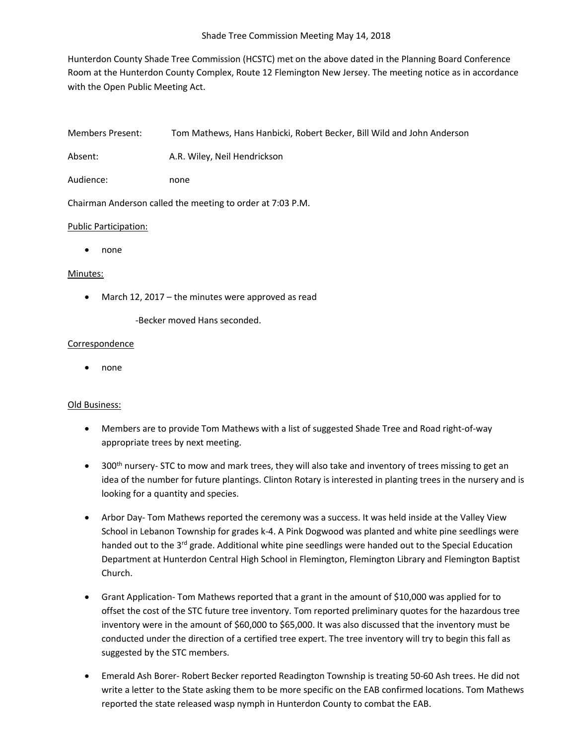# Shade Tree Commission Meeting May 14, 2018

Hunterdon County Shade Tree Commission (HCSTC) met on the above dated in the Planning Board Conference Room at the Hunterdon County Complex, Route 12 Flemington New Jersey. The meeting notice as in accordance with the Open Public Meeting Act.

Members Present: Tom Mathews, Hans Hanbicki, Robert Becker, Bill Wild and John Anderson

Absent: A.R. Wiley, Neil Hendrickson

Audience: none

Chairman Anderson called the meeting to order at 7:03 P.M.

<u>Public Participation:</u>

- none

<u>Minutes:</u>

- March 12, 2017 – the minutes were approved as read

  -Becker moved Hans seconded.

<u>Correspondence</u>

- none

<u>Old Business:</u>

- Members are to provide Tom Mathews with a list of suggested Shade Tree and Road right-of-way appropriate trees by next meeting.
- 300th nursery- STC to mow and mark trees, they will also take and inventory of trees missing to get an idea of the number for future plantings. Clinton Rotary is interested in planting trees in the nursery and is looking for a quantity and species.
- Arbor Day- Tom Mathews reported the ceremony was a success. It was held inside at the Valley View School in Lebanon Township for grades k-4. A Pink Dogwood was planted and white pine seedlings were handed out to the 3rd grade. Additional white pine seedlings were handed out to the Special Education Department at Hunterdon Central High School in Flemington, Flemington Library and Flemington Baptist Church.
- Grant Application- Tom Mathews reported that a grant in the amount of $10,000 was applied for to offset the cost of the STC future tree inventory. Tom reported preliminary quotes for the hazardous tree inventory were in the amount of $60,000 to $65,000. It was also discussed that the inventory must be conducted under the direction of a certified tree expert. The tree inventory will try to begin this fall as suggested by the STC members.
- Emerald Ash Borer- Robert Becker reported Readington Township is treating 50-60 Ash trees. He did not write a letter to the State asking them to be more specific on the EAB confirmed locations. Tom Mathews reported the state released wasp nymph in Hunterdon County to combat the EAB.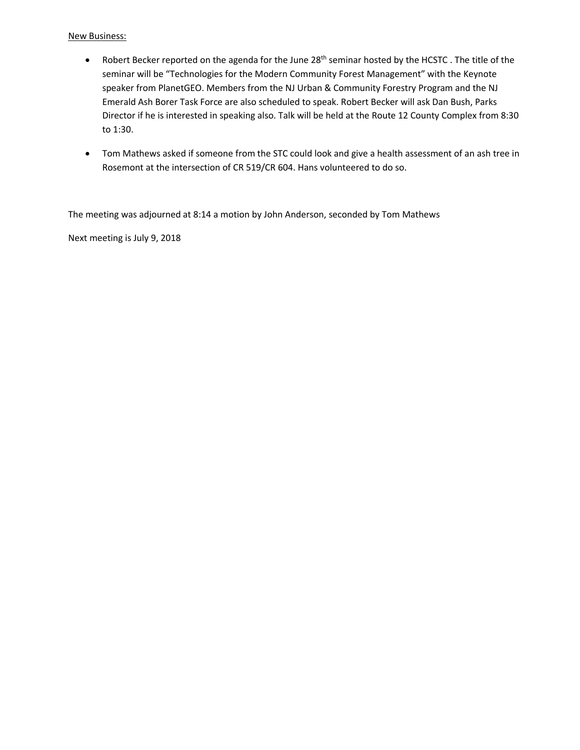New Business:

- Robert Becker reported on the agenda for the June 28th seminar hosted by the HCSTC . The title of the seminar will be "Technologies for the Modern Community Forest Management" with the Keynote speaker from PlanetGEO. Members from the NJ Urban & Community Forestry Program and the NJ Emerald Ash Borer Task Force are also scheduled to speak. Robert Becker will ask Dan Bush, Parks Director if he is interested in speaking also. Talk will be held at the Route 12 County Complex from 8:30 to 1:30.
- Tom Mathews asked if someone from the STC could look and give a health assessment of an ash tree in Rosemont at the intersection of CR 519/CR 604. Hans volunteered to do so.

The meeting was adjourned at 8:14 a motion by John Anderson, seconded by Tom Mathews

Next meeting is July 9, 2018